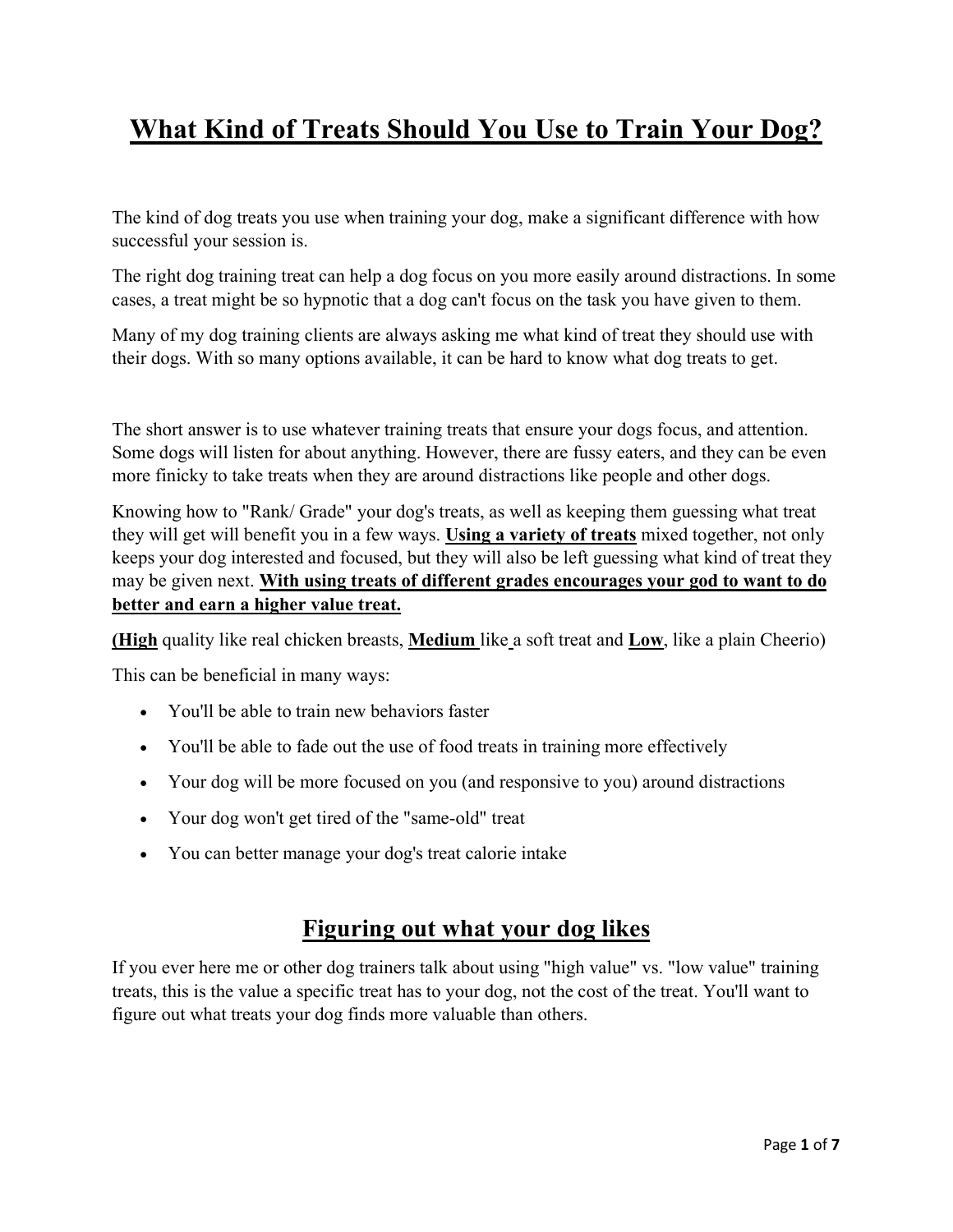# What Kind of Treats Should You Use to Train Your Dog?

The kind of dog treats you use when training your dog, make a significant difference with how successful your session is.

The right dog training treat can help a dog focus on you more easily around distractions. In some cases, a treat might be so hypnotic that a dog can't focus on the task you have given to them.

Many of my dog training clients are always asking me what kind of treat they should use with their dogs. With so many options available, it can be hard to know what dog treats to get.

The short answer is to use whatever training treats that ensure your dogs focus, and attention. Some dogs will listen for about anything. However, there are fussy eaters, and they can be even more finicky to take treats when they are around distractions like people and other dogs.

Knowing how to "Rank/ Grade" your dog's treats, as well as keeping them guessing what treat they will get will benefit you in a few ways. **Using a variety of treats** mixed together, not only keeps your dog interested and focused, but they will also be left guessing what kind of treat they may be given next. **With using treats of different grades encourages your god to want to do better and earn a higher value treat.**

**(High** quality like real chicken breasts, **Medium** like a soft treat and **Low**, like a plain Cheerio)

This can be beneficial in many ways:

- You'll be able to train new behaviors faster
- You'll be able to fade out the use of food treats in training more effectively
- Your dog will be more focused on you (and responsive to you) around distractions
- Your dog won't get tired of the "same-old" treat
- You can better manage your dog's treat calorie intake

## Figuring out what your dog likes

If you ever here me or other dog trainers talk about using "high value" vs. "low value" training treats, this is the value a specific treat has to your dog, not the cost of the treat. You'll want to figure out what treats your dog finds more valuable than others.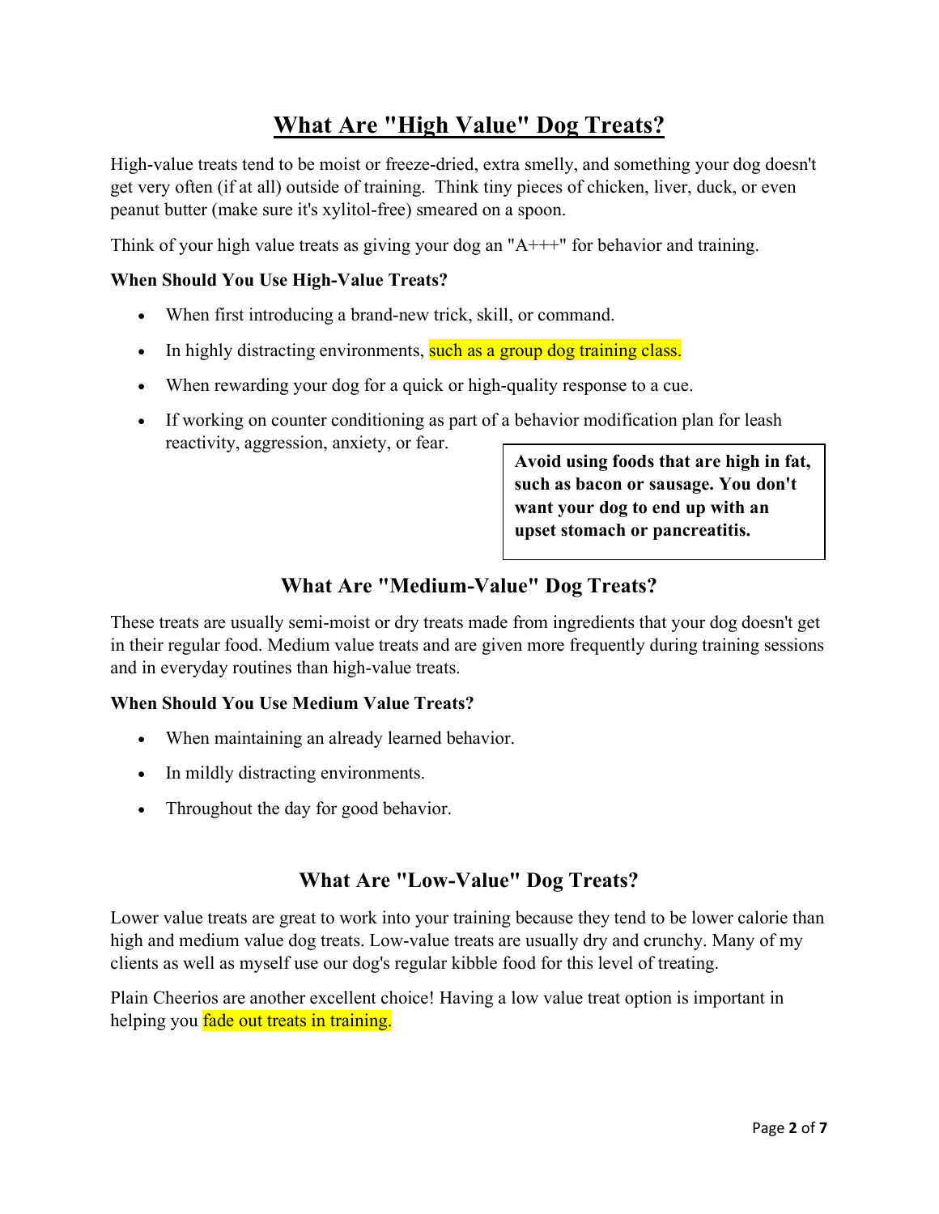# What Are "High Value" Dog Treats?

High-value treats tend to be moist or freeze-dried, extra smelly, and something your dog doesn't get very often (if at all) outside of training. Think tiny pieces of chicken, liver, duck, or even peanut butter (make sure it's xylitol-free) smeared on a spoon.

Think of your high value treats as giving your dog an "A+++" for behavior and training.

**When Should You Use High-Value Treats?**

- When first introducing a brand-new trick, skill, or command.
- In highly distracting environments, such as a group dog training class.
- When rewarding your dog for a quick or high-quality response to a cue.
- If working on counter conditioning as part of a behavior modification plan for leash reactivity, aggression, anxiety, or fear.

**Avoid using foods that are high in fat, such as bacon or sausage. You don't want your dog to end up with an upset stomach or pancreatitis.**

## What Are "Medium-Value" Dog Treats?

These treats are usually semi-moist or dry treats made from ingredients that your dog doesn't get in their regular food. Medium value treats and are given more frequently during training sessions and in everyday routines than high-value treats.

**When Should You Use Medium Value Treats?**

- When maintaining an already learned behavior.
- In mildly distracting environments.
- Throughout the day for good behavior.

## What Are "Low-Value" Dog Treats?

Lower value treats are great to work into your training because they tend to be lower calorie than high and medium value dog treats. Low-value treats are usually dry and crunchy. Many of my clients as well as myself use our dog's regular kibble food for this level of treating.

Plain Cheerios are another excellent choice! Having a low value treat option is important in helping you fade out treats in training.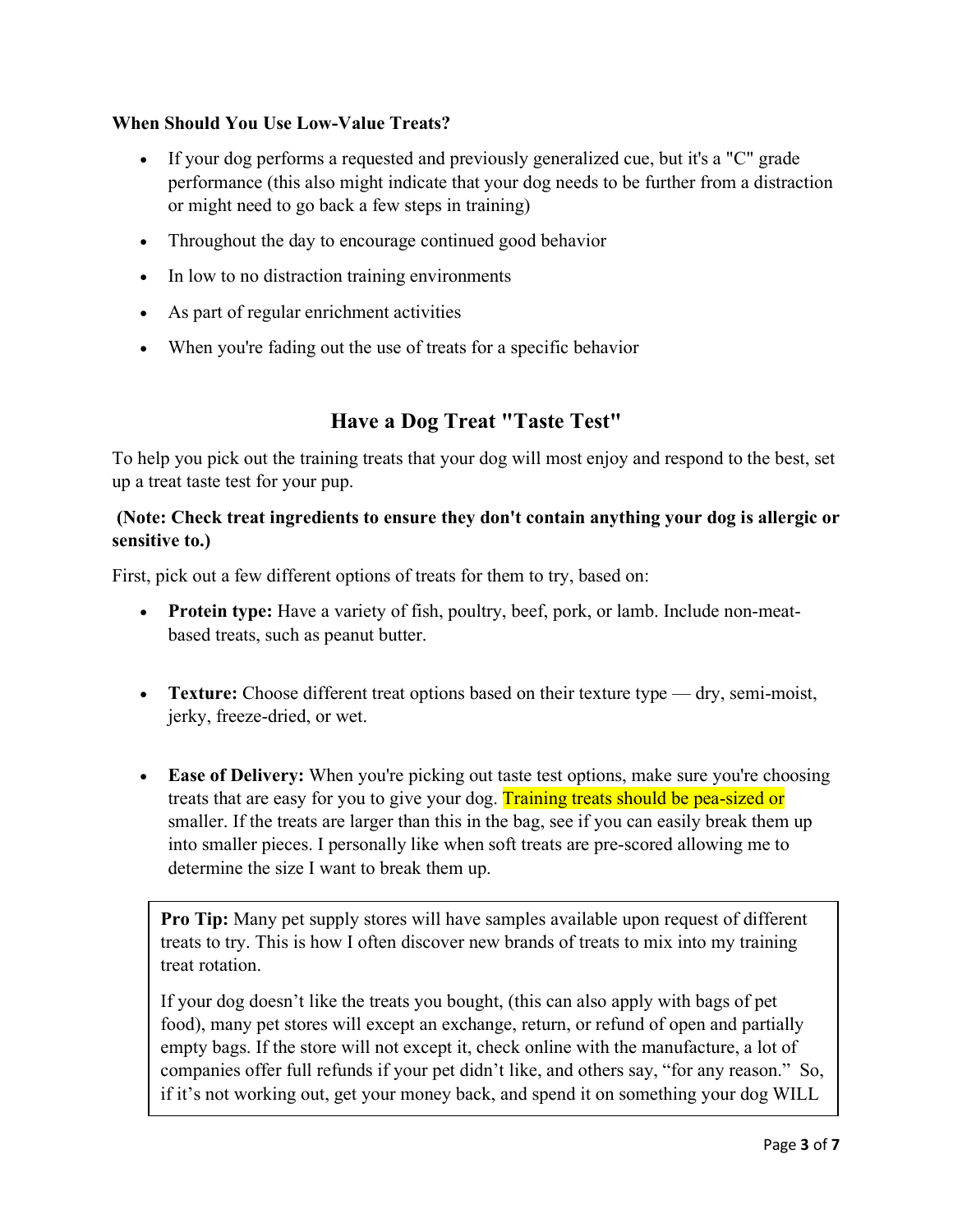**When Should You Use Low-Value Treats?**

- If your dog performs a requested and previously generalized cue, but it's a "C" grade performance (this also might indicate that your dog needs to be further from a distraction or might need to go back a few steps in training)
- Throughout the day to encourage continued good behavior
- In low to no distraction training environments
- As part of regular enrichment activities
- When you're fading out the use of treats for a specific behavior

## Have a Dog Treat "Taste Test"

To help you pick out the training treats that your dog will most enjoy and respond to the best, set up a treat taste test for your pup.

**(Note: Check treat ingredients to ensure they don't contain anything your dog is allergic or sensitive to.)**

First, pick out a few different options of treats for them to try, based on:

- **Protein type:** Have a variety of fish, poultry, beef, pork, or lamb. Include non-meat-based treats, such as peanut butter.
- **Texture:** Choose different treat options based on their texture type — dry, semi-moist, jerky, freeze-dried, or wet.
- **Ease of Delivery:** When you're picking out taste test options, make sure you're choosing treats that are easy for you to give your dog. Training treats should be pea-sized or smaller. If the treats are larger than this in the bag, see if you can easily break them up into smaller pieces. I personally like when soft treats are pre-scored allowing me to determine the size I want to break them up.

> **Pro Tip:** Many pet supply stores will have samples available upon request of different treats to try. This is how I often discover new brands of treats to mix into my training treat rotation.
>
> If your dog doesn't like the treats you bought, (this can also apply with bags of pet food), many pet stores will except an exchange, return, or refund of open and partially empty bags. If the store will not except it, check online with the manufacture, a lot of companies offer full refunds if your pet didn't like, and others say, "for any reason." So, if it's not working out, get your money back, and spend it on something your dog WILL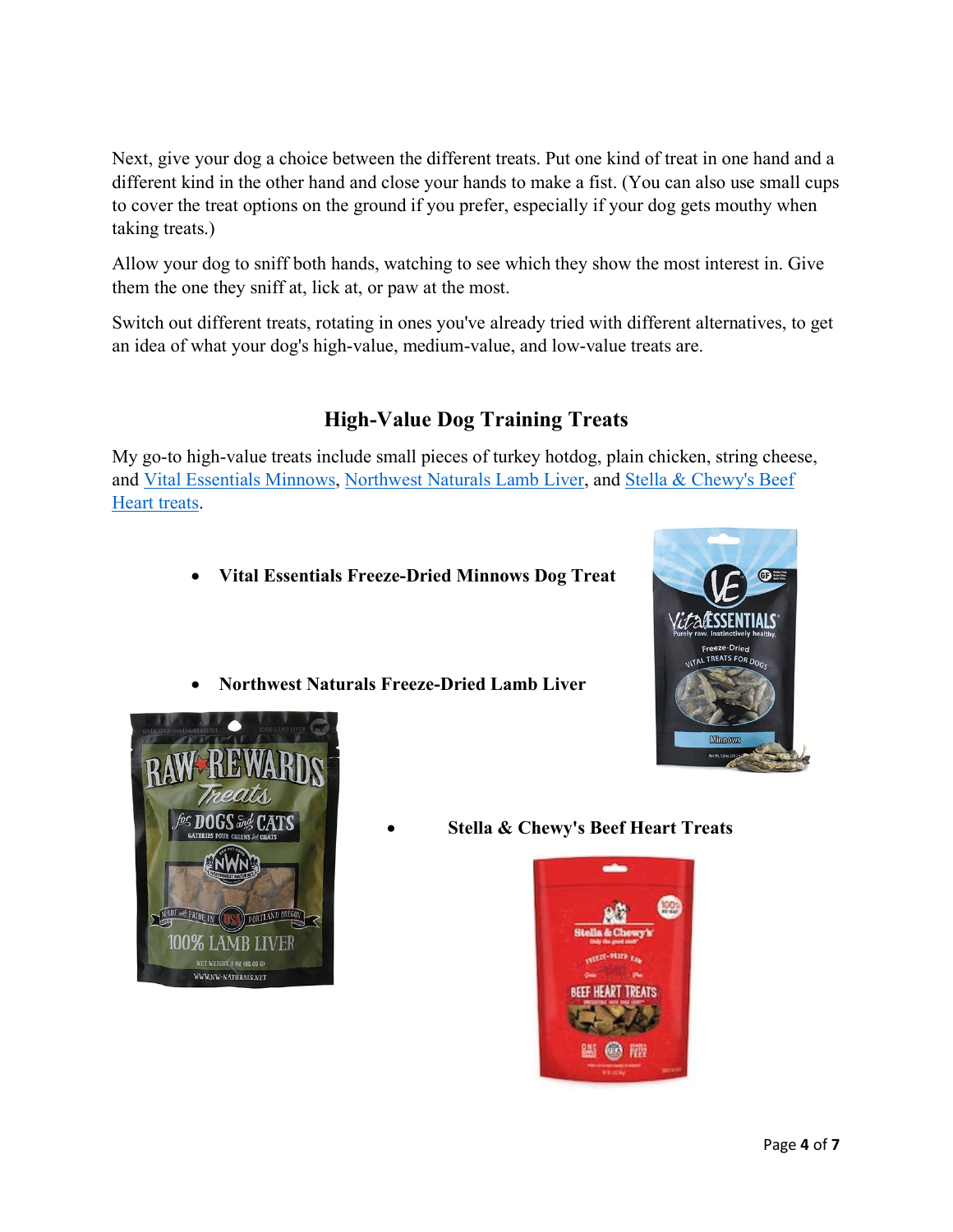Next, give your dog a choice between the different treats. Put one kind of treat in one hand and a different kind in the other hand and close your hands to make a fist. (You can also use small cups to cover the treat options on the ground if you prefer, especially if your dog gets mouthy when taking treats.)

Allow your dog to sniff both hands, watching to see which they show the most interest in. Give them the one they sniff at, lick at, or paw at the most.

Switch out different treats, rotating in ones you've already tried with different alternatives, to get an idea of what your dog's high-value, medium-value, and low-value treats are.

## High-Value Dog Training Treats

My go-to high-value treats include small pieces of turkey hotdog, plain chicken, string cheese, and Vital Essentials Minnows, Northwest Naturals Lamb Liver, and Stella & Chewy's Beef Heart treats.

- **Vital Essentials Freeze-Dried Minnows Dog Treat**
- **Northwest Naturals Freeze-Dried Lamb Liver**
- **Stella & Chewy's Beef Heart Treats**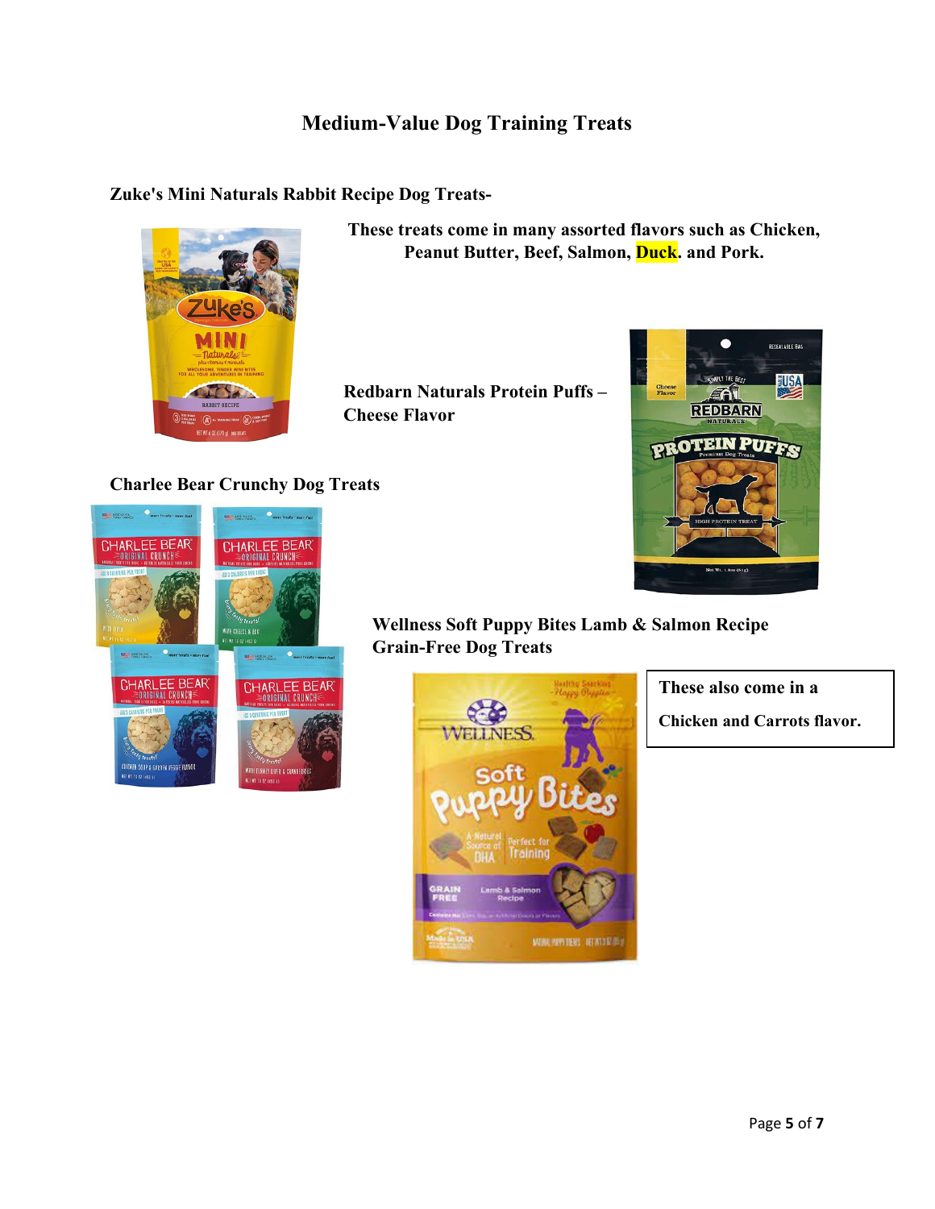# Medium-Value Dog Training Treats

**Zuke's Mini Naturals Rabbit Recipe Dog Treats-**

**These treats come in many assorted flavors such as Chicken, Peanut Butter, Beef, Salmon, Duck. and Pork.**

**Redbarn Naturals Protein Puffs – Cheese Flavor**

**Charlee Bear Crunchy Dog Treats**

**Wellness Soft Puppy Bites Lamb & Salmon Recipe Grain-Free Dog Treats**

**These also come in a Chicken and Carrots flavor.**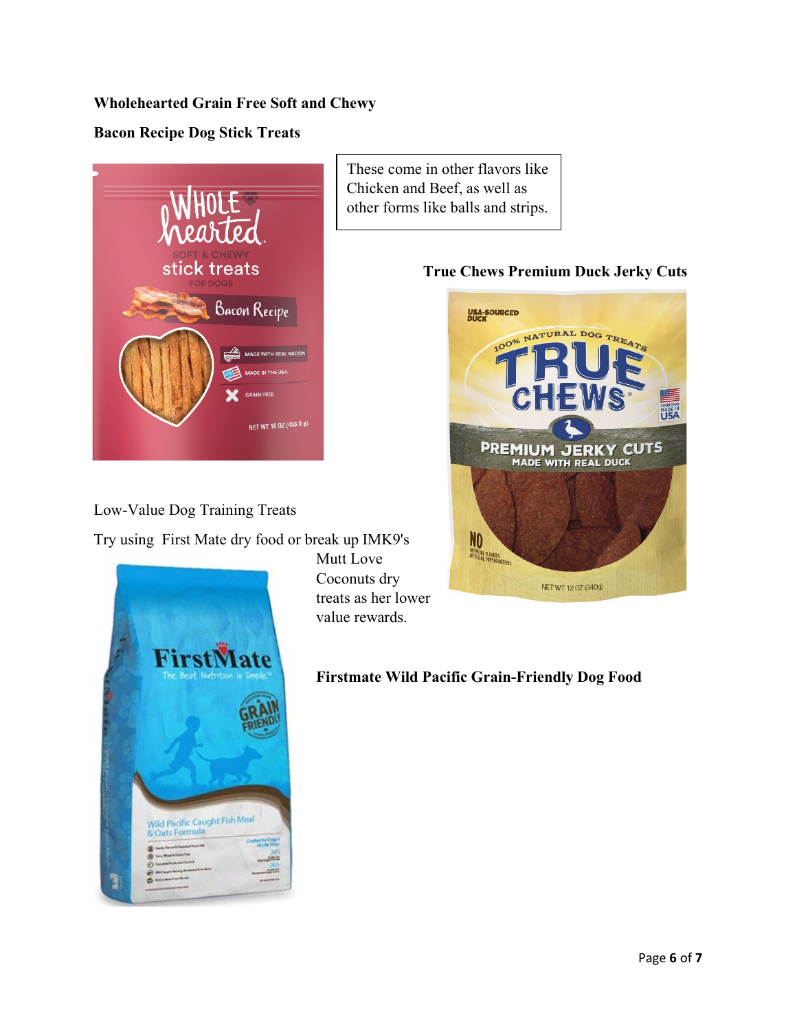**Wholehearted Grain Free Soft and Chewy**

**Bacon Recipe Dog Stick Treats**

These come in other flavors like Chicken and Beef, as well as other forms like balls and strips.

**True Chews Premium Duck Jerky Cuts**

Low-Value Dog Training Treats

Try using First Mate dry food or break up IMK9's Mutt Love Coconuts dry treats as her lower value rewards.

**Firstmate Wild Pacific Grain-Friendly Dog Food**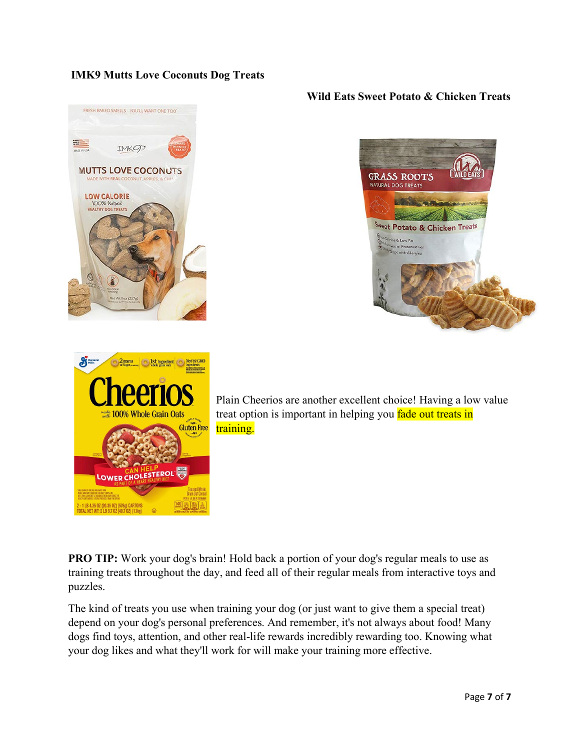**IMK9 Mutts Love Coconuts Dog Treats**

**Wild Eats Sweet Potato & Chicken Treats**

Plain Cheerios are another excellent choice! Having a low value treat option is important in helping you fade out treats in training.

**PRO TIP:** Work your dog's brain! Hold back a portion of your dog's regular meals to use as training treats throughout the day, and feed all of their regular meals from interactive toys and puzzles.

The kind of treats you use when training your dog (or just want to give them a special treat) depend on your dog's personal preferences. And remember, it's not always about food! Many dogs find toys, attention, and other real-life rewards incredibly rewarding too. Knowing what your dog likes and what they'll work for will make your training more effective.